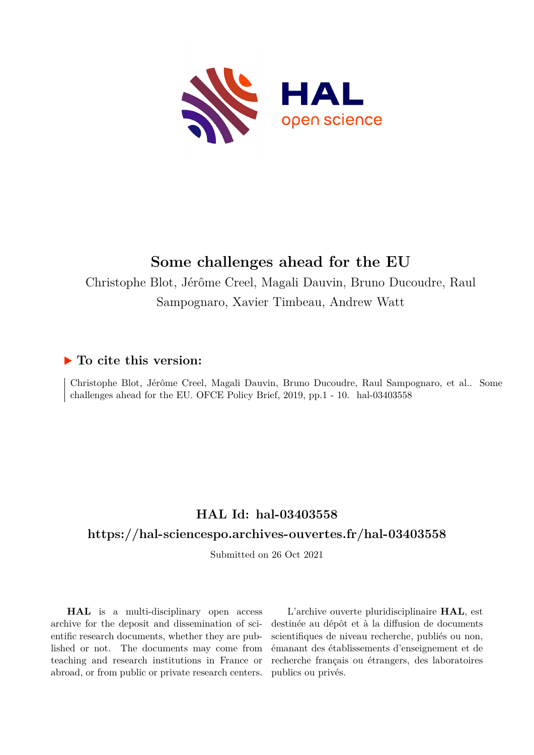# Some challenges ahead for the EU

Christophe Blot, Jérôme Creel, Magali Dauvin, Bruno Ducoudre, Raul Sampognaro, Xavier Timbeau, Andrew Watt

## ▶ To cite this version:

Christophe Blot, Jérôme Creel, Magali Dauvin, Bruno Ducoudre, Raul Sampognaro, et al.. Some challenges ahead for the EU. OFCE Policy Brief, 2019, pp.1 - 10. hal-03403558

## HAL Id: hal-03403558

## https://hal-sciencespo.archives-ouvertes.fr/hal-03403558

Submitted on 26 Oct 2021

**HAL** is a multi-disciplinary open access archive for the deposit and dissemination of scientific research documents, whether they are published or not. The documents may come from teaching and research institutions in France or abroad, or from public or private research centers.

L'archive ouverte pluridisciplinaire **HAL**, est destinée au dépôt et à la diffusion de documents scientifiques de niveau recherche, publiés ou non, émanant des établissements d'enseignement et de recherche français ou étrangers, des laboratoires publics ou privés.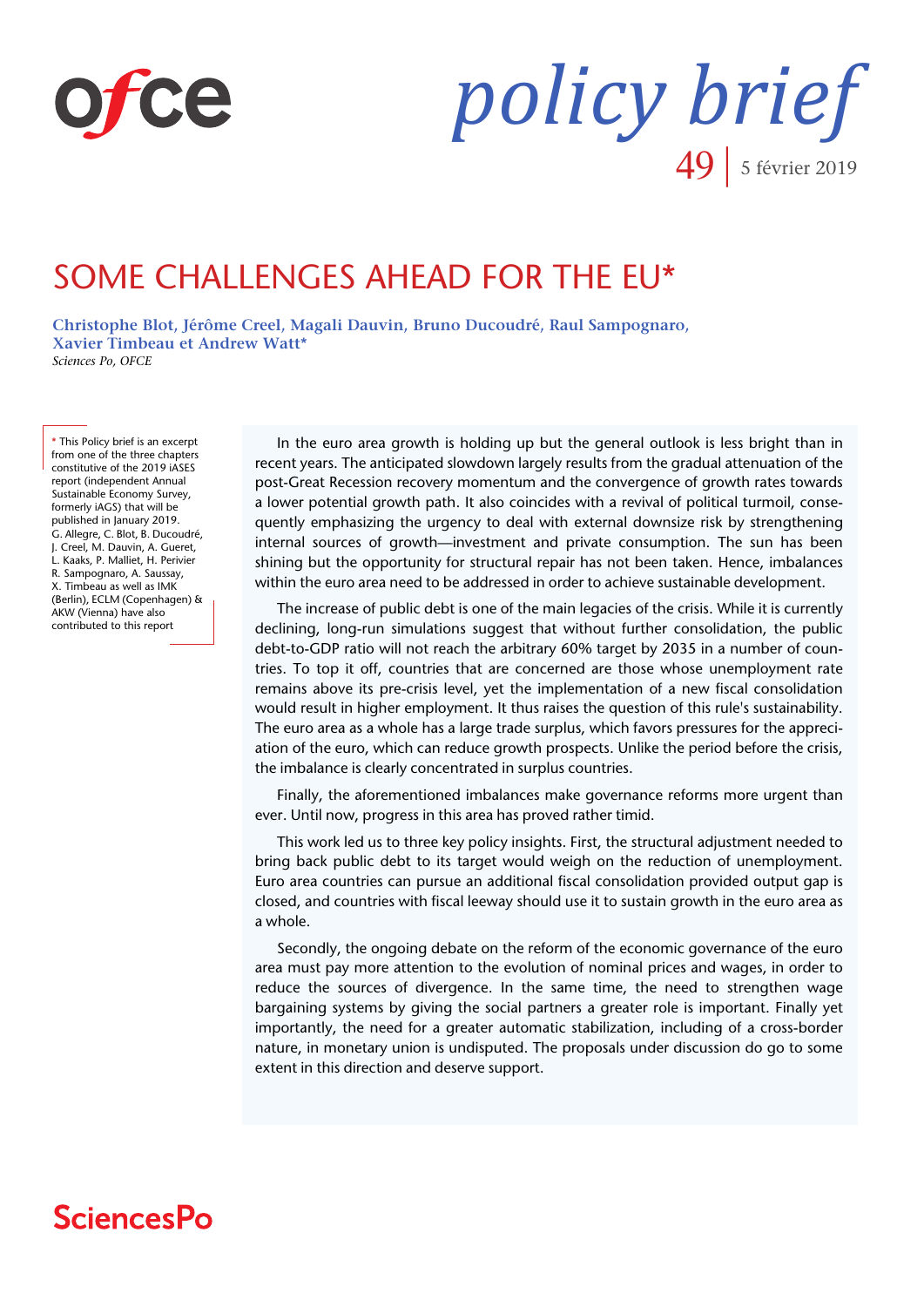# SOME CHALLENGES AHEAD FOR THE EU*

**Christophe Blot, Jérôme Creel, Magali Dauvin, Bruno Ducoudré, Raul Sampognaro, Xavier Timbeau et Andrew Watt***

*Sciences Po, OFCE*

\* This Policy brief is an excerpt from one of the three chapters constitutive of the 2019 iASES report (independent Annual Sustainable Economy Survey, formerly iAGS) that will be published in January 2019. G. Allegre, C. Blot, B. Ducoudré, J. Creel, M. Dauvin, A. Gueret, L. Kaaks, P. Malliet, H. Perivier R. Sampognaro, A. Saussay, X. Timbeau as well as IMK (Berlin), ECLM (Copenhagen) & AKW (Vienna) have also contributed to this report

In the euro area growth is holding up but the general outlook is less bright than in recent years. The anticipated slowdown largely results from the gradual attenuation of the post-Great Recession recovery momentum and the convergence of growth rates towards a lower potential growth path. It also coincides with a revival of political turmoil, consequently emphasizing the urgency to deal with external downsize risk by strengthening internal sources of growth—investment and private consumption. The sun has been shining but the opportunity for structural repair has not been taken. Hence, imbalances within the euro area need to be addressed in order to achieve sustainable development.

The increase of public debt is one of the main legacies of the crisis. While it is currently declining, long-run simulations suggest that without further consolidation, the public debt-to-GDP ratio will not reach the arbitrary 60% target by 2035 in a number of countries. To top it off, countries that are concerned are those whose unemployment rate remains above its pre-crisis level, yet the implementation of a new fiscal consolidation would result in higher employment. It thus raises the question of this rule's sustainability. The euro area as a whole has a large trade surplus, which favors pressures for the appreciation of the euro, which can reduce growth prospects. Unlike the period before the crisis, the imbalance is clearly concentrated in surplus countries.

Finally, the aforementioned imbalances make governance reforms more urgent than ever. Until now, progress in this area has proved rather timid.

This work led us to three key policy insights. First, the structural adjustment needed to bring back public debt to its target would weigh on the reduction of unemployment. Euro area countries can pursue an additional fiscal consolidation provided output gap is closed, and countries with fiscal leeway should use it to sustain growth in the euro area as a whole.

Secondly, the ongoing debate on the reform of the economic governance of the euro area must pay more attention to the evolution of nominal prices and wages, in order to reduce the sources of divergence. In the same time, the need to strengthen wage bargaining systems by giving the social partners a greater role is important. Finally yet importantly, the need for a greater automatic stabilization, including of a cross-border nature, in monetary union is undisputed. The proposals under discussion do go to some extent in this direction and deserve support.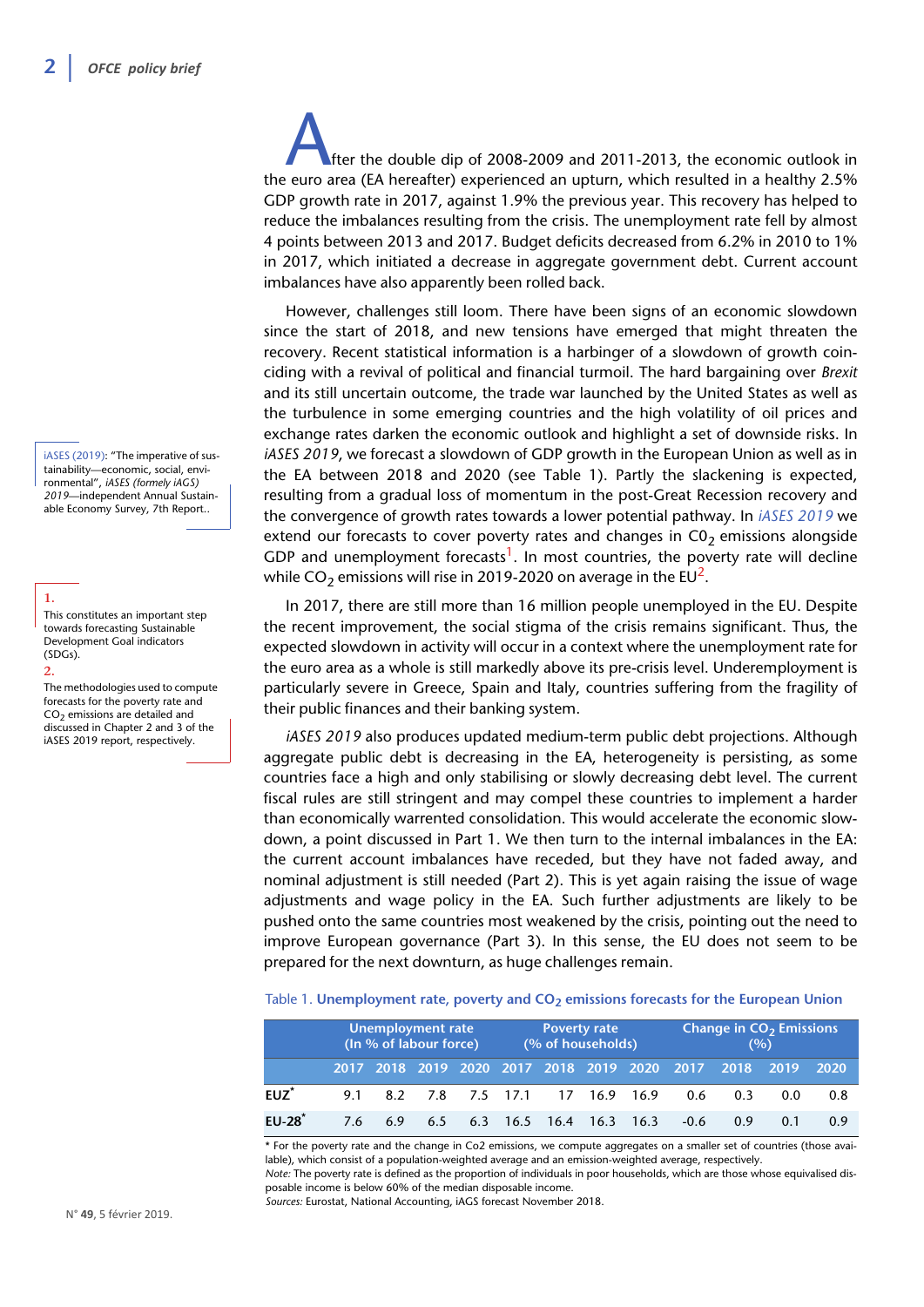After the double dip of 2008-2009 and 2011-2013, the economic outlook in the euro area (EA hereafter) experienced an upturn, which resulted in a healthy 2.5% GDP growth rate in 2017, against 1.9% the previous year. This recovery has helped to reduce the imbalances resulting from the crisis. The unemployment rate fell by almost 4 points between 2013 and 2017. Budget deficits decreased from 6.2% in 2010 to 1% in 2017, which initiated a decrease in aggregate government debt. Current account imbalances have also apparently been rolled back.

However, challenges still loom. There have been signs of an economic slowdown since the start of 2018, and new tensions have emerged that might threaten the recovery. Recent statistical information is a harbinger of a slowdown of growth coinciding with a revival of political and financial turmoil. The hard bargaining over *Brexit* and its still uncertain outcome, the trade war launched by the United States as well as the turbulence in some emerging countries and the high volatility of oil prices and exchange rates darken the economic outlook and highlight a set of downside risks. In *iASES 2019*, we forecast a slowdown of GDP growth in the European Union as well as in the EA between 2018 and 2020 (see Table 1). Partly the slackening is expected, resulting from a gradual loss of momentum in the post-Great Recession recovery and the convergence of growth rates towards a lower potential pathway. In *iASES 2019* we extend our forecasts to cover poverty rates and changes in $C0_2$ emissions alongside GDP and unemployment forecasts[1]. In most countries, the poverty rate will decline while $CO_2$ emissions will rise in 2019-2020 on average in the EU[2].

iASES (2019): "The imperative of sustainability—economic, social, environmental", *iASES (formely iAGS) 2019*—independent Annual Sustainable Economy Survey, 7th Report..

1. This constitutes an important step towards forecasting Sustainable Development Goal indicators (SDGs).

2. The methodologies used to compute forecasts for the poverty rate and $CO_2$ emissions are detailed and discussed in Chapter 2 and 3 of the iASES 2019 report, respectively.

In 2017, there are still more than 16 million people unemployed in the EU. Despite the recent improvement, the social stigma of the crisis remains significant. Thus, the expected slowdown in activity will occur in a context where the unemployment rate for the euro area as a whole is still markedly above its pre-crisis level. Underemployment is particularly severe in Greece, Spain and Italy, countries suffering from the fragility of their public finances and their banking system.

*iASES 2019* also produces updated medium-term public debt projections. Although aggregate public debt is decreasing in the EA, heterogeneity is persisting, as some countries face a high and only stabilising or slowly decreasing debt level. The current fiscal rules are still stringent and may compel these countries to implement a harder than economically warrented consolidation. This would accelerate the economic slowdown, a point discussed in Part 1. We then turn to the internal imbalances in the EA: the current account imbalances have receded, but they have not faded away, and nominal adjustment is still needed (Part 2). This is yet again raising the issue of wage adjustments and wage policy in the EA. Such further adjustments are likely to be pushed onto the same countries most weakened by the crisis, pointing out the need to improve European governance (Part 3). In this sense, the EU does not seem to be prepared for the next downturn, as huge challenges remain.

Table 1. **Unemployment rate, poverty and $CO_2$ emissions forecasts for the European Union**

| | Unemployment rate (In % of labour force) | | | | Poverty rate (% of households) | | | | Change in $CO_2$ Emissions (%) | | | |
|---|---|---|---|---|---|---|---|---|---|---|---|---|
| | 2017 | 2018 | 2019 | 2020 | 2017 | 2018 | 2019 | 2020 | 2017 | 2018 | 2019 | 2020 |
| **EUZ*** | 9.1 | 8.2 | 7.8 | 7.5 | 17.1 | 17 | 16.9 | 16.9 | 0.6 | 0.3 | 0.0 | 0.8 |
| **EU-28*** | 7.6 | 6.9 | 6.5 | 6.3 | 16.5 | 16.4 | 16.3 | 16.3 | -0.6 | 0.9 | 0.1 | 0.9 |

* For the poverty rate and the change in Co2 emissions, we compute aggregates on a smaller set of countries (those available), which consist of a population-weighted average and an emission-weighted average, respectively.

*Note:* The poverty rate is defined as the proportion of individuals in poor households, which are those whose equivalised disposable income is below 60% of the median disposable income.

*Sources:* Eurostat, National Accounting, iAGS forecast November 2018.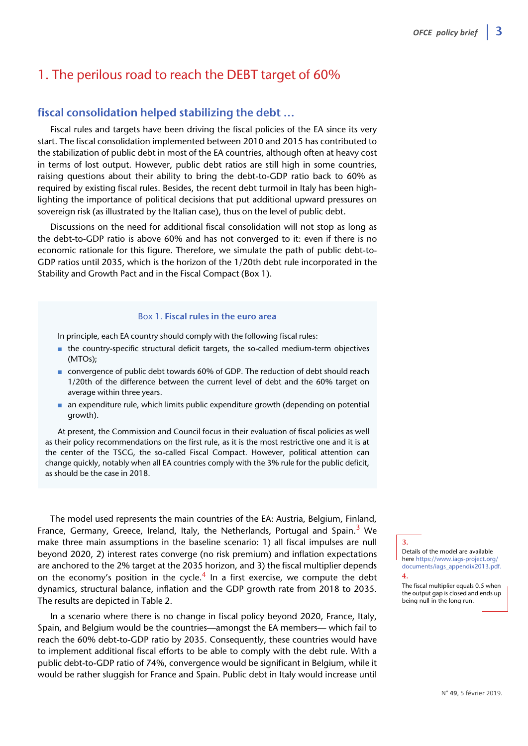# 1. The perilous road to reach the DEBT target of 60%

## fiscal consolidation helped stabilizing the debt …

Fiscal rules and targets have been driving the fiscal policies of the EA since its very start. The fiscal consolidation implemented between 2010 and 2015 has contributed to the stabilization of public debt in most of the EA countries, although often at heavy cost in terms of lost output. However, public debt ratios are still high in some countries, raising questions about their ability to bring the debt-to-GDP ratio back to 60% as required by existing fiscal rules. Besides, the recent debt turmoil in Italy has been highlighting the importance of political decisions that put additional upward pressures on sovereign risk (as illustrated by the Italian case), thus on the level of public debt.

Discussions on the need for additional fiscal consolidation will not stop as long as the debt-to-GDP ratio is above 60% and has not converged to it: even if there is no economic rationale for this figure. Therefore, we simulate the path of public debt-to-GDP ratios until 2035, which is the horizon of the 1/20th debt rule incorporated in the Stability and Growth Pact and in the Fiscal Compact (Box 1).

### Box 1. Fiscal rules in the euro area

In principle, each EA country should comply with the following fiscal rules:

- the country-specific structural deficit targets, the so-called medium-term objectives (MTOs);
- convergence of public debt towards 60% of GDP. The reduction of debt should reach 1/20th of the difference between the current level of debt and the 60% target on average within three years.
- an expenditure rule, which limits public expenditure growth (depending on potential growth).

At present, the Commission and Council focus in their evaluation of fiscal policies as well as their policy recommendations on the first rule, as it is the most restrictive one and it is at the center of the TSCG, the so-called Fiscal Compact. However, political attention can change quickly, notably when all EA countries comply with the 3% rule for the public deficit, as should be the case in 2018.

The model used represents the main countries of the EA: Austria, Belgium, Finland, France, Germany, Greece, Ireland, Italy, the Netherlands, Portugal and Spain.[3] We make three main assumptions in the baseline scenario: 1) all fiscal impulses are null beyond 2020, 2) interest rates converge (no risk premium) and inflation expectations are anchored to the 2% target at the 2035 horizon, and 3) the fiscal multiplier depends on the economy's position in the cycle.[4] In a first exercise, we compute the debt dynamics, structural balance, inflation and the GDP growth rate from 2018 to 2035. The results are depicted in Table 2.

In a scenario where there is no change in fiscal policy beyond 2020, France, Italy, Spain, and Belgium would be the countries—amongst the EA members— which fail to reach the 60% debt-to-GDP ratio by 2035. Consequently, these countries would have to implement additional fiscal efforts to be able to comply with the debt rule. With a public debt-to-GDP ratio of 74%, convergence would be significant in Belgium, while it would be rather sluggish for France and Spain. Public debt in Italy would increase until

3. Details of the model are available here https://www.iags-project.org/documents/iags_appendix2013.pdf.

4. The fiscal multiplier equals 0.5 when the output gap is closed and ends up being null in the long run.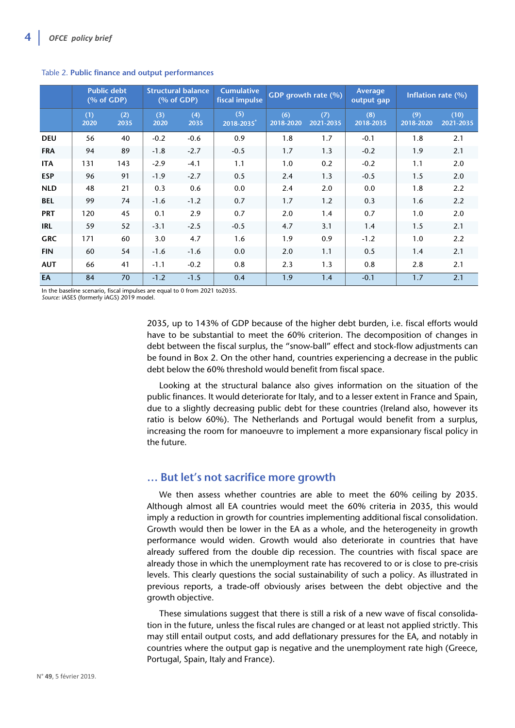Table 2. **Public finance and output performances**

| | Public debt (% of GDP) | | Structural balance (% of GDP) | | Cumulative fiscal impulse | GDP growth rate (%) | | Average output gap | Inflation rate (%) | |
|---|---|---|---|---|---|---|---|---|---|---|
| | (1) 2020 | (2) 2035 | (3) 2020 | (4) 2035 | (5) 2018-2035* | (6) 2018-2020 | (7) 2021-2035 | (8) 2018-2035 | (9) 2018-2020 | (10) 2021-2035 |
| **DEU** | 56 | 40 | -0.2 | -0.6 | 0.9 | 1.8 | 1.7 | -0.1 | 1.8 | 2.1 |
| **FRA** | 94 | 89 | -1.8 | -2.7 | -0.5 | 1.7 | 1.3 | -0.2 | 1.9 | 2.1 |
| **ITA** | 131 | 143 | -2.9 | -4.1 | 1.1 | 1.0 | 0.2 | -0.2 | 1.1 | 2.0 |
| **ESP** | 96 | 91 | -1.9 | -2.7 | 0.5 | 2.4 | 1.3 | -0.5 | 1.5 | 2.0 |
| **NLD** | 48 | 21 | 0.3 | 0.6 | 0.0 | 2.4 | 2.0 | 0.0 | 1.8 | 2.2 |
| **BEL** | 99 | 74 | -1.6 | -1.2 | 0.7 | 1.7 | 1.2 | 0.3 | 1.6 | 2.2 |
| **PRT** | 120 | 45 | 0.1 | 2.9 | 0.7 | 2.0 | 1.4 | 0.7 | 1.0 | 2.0 |
| **IRL** | 59 | 52 | -3.1 | -2.5 | -0.5 | 4.7 | 3.1 | 1.4 | 1.5 | 2.1 |
| **GRC** | 171 | 60 | 3.0 | 4.7 | 1.6 | 1.9 | 0.9 | -1.2 | 1.0 | 2.2 |
| **FIN** | 60 | 54 | -1.6 | -1.6 | 0.0 | 2.0 | 1.1 | 0.5 | 1.4 | 2.1 |
| **AUT** | 66 | 41 | -1.1 | -0.2 | 0.8 | 2.3 | 1.3 | 0.8 | 2.8 | 2.1 |
| **EA** | 84 | 70 | -1.2 | -1.5 | 0.4 | 1.9 | 1.4 | -0.1 | 1.7 | 2.1 |

In the baseline scenario, fiscal impulses are equal to 0 from 2021 to2035.
*Source:* iASES (formerly iAGS) 2019 model.

2035, up to 143% of GDP because of the higher debt burden, i.e. fiscal efforts would have to be substantial to meet the 60% criterion. The decomposition of changes in debt between the fiscal surplus, the "snow-ball" effect and stock-flow adjustments can be found in Box 2. On the other hand, countries experiencing a decrease in the public debt below the 60% threshold would benefit from fiscal space.

Looking at the structural balance also gives information on the situation of the public finances. It would deteriorate for Italy, and to a lesser extent in France and Spain, due to a slightly decreasing public debt for these countries (Ireland also, however its ratio is below 60%). The Netherlands and Portugal would benefit from a surplus, increasing the room for manoeuvre to implement a more expansionary fiscal policy in the future.

## … But let's not sacrifice more growth

We then assess whether countries are able to meet the 60% ceiling by 2035. Although almost all EA countries would meet the 60% criteria in 2035, this would imply a reduction in growth for countries implementing additional fiscal consolidation. Growth would then be lower in the EA as a whole, and the heterogeneity in growth performance would widen. Growth would also deteriorate in countries that have already suffered from the double dip recession. The countries with fiscal space are already those in which the unemployment rate has recovered to or is close to pre-crisis levels. This clearly questions the social sustainability of such a policy. As illustrated in previous reports, a trade-off obviously arises between the debt objective and the growth objective.

These simulations suggest that there is still a risk of a new wave of fiscal consolidation in the future, unless the fiscal rules are changed or at least not applied strictly. This may still entail output costs, and add deflationary pressures for the EA, and notably in countries where the output gap is negative and the unemployment rate high (Greece, Portugal, Spain, Italy and France).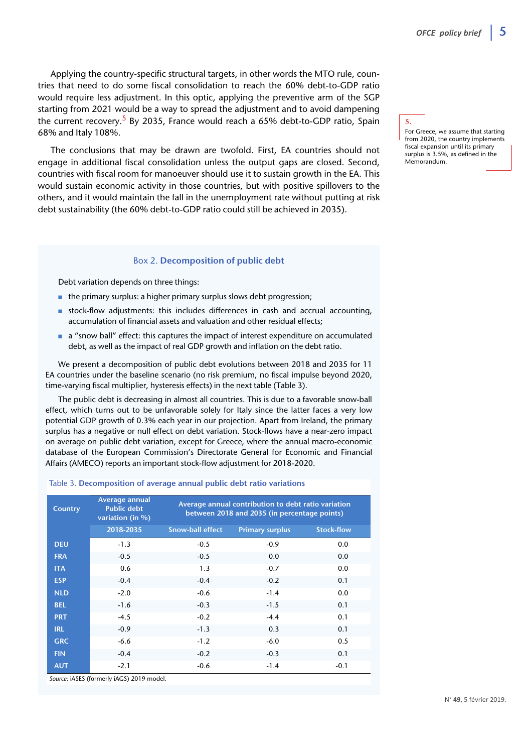Applying the country-specific structural targets, in other words the MTO rule, countries that need to do some fiscal consolidation to reach the 60% debt-to-GDP ratio would require less adjustment. In this optic, applying the preventive arm of the SGP starting from 2021 would be a way to spread the adjustment and to avoid dampening the current recovery.[5] By 2035, France would reach a 65% debt-to-GDP ratio, Spain 68% and Italy 108%.

The conclusions that may be drawn are twofold. First, EA countries should not engage in additional fiscal consolidation unless the output gaps are closed. Second, countries with fiscal room for manoeuver should use it to sustain growth in the EA. This would sustain economic activity in those countries, but with positive spillovers to the others, and it would maintain the fall in the unemployment rate without putting at risk debt sustainability (the 60% debt-to-GDP ratio could still be achieved in 2035).

5. For Greece, we assume that starting from 2020, the country implements fiscal expansion until its primary surplus is 3.5%, as defined in the Memorandum.

### Box 2. **Decomposition of public debt**

Debt variation depends on three things:

- the primary surplus: a higher primary surplus slows debt progression;
- stock-flow adjustments: this includes differences in cash and accrual accounting, accumulation of financial assets and valuation and other residual effects;
- a "snow ball" effect: this captures the impact of interest expenditure on accumulated debt, as well as the impact of real GDP growth and inflation on the debt ratio.

We present a decomposition of public debt evolutions between 2018 and 2035 for 11 EA countries under the baseline scenario (no risk premium, no fiscal impulse beyond 2020, time-varying fiscal multiplier, hysteresis effects) in the next table (Table 3).

The public debt is decreasing in almost all countries. This is due to a favorable snow-ball effect, which turns out to be unfavorable solely for Italy since the latter faces a very low potential GDP growth of 0.3% each year in our projection. Apart from Ireland, the primary surplus has a negative or null effect on debt variation. Stock-flows have a near-zero impact on average on public debt variation, except for Greece, where the annual macro-economic database of the European Commission's Directorate General for Economic and Financial Affairs (AMECO) reports an important stock-flow adjustment for 2018-2020.

Table 3. **Decomposition of average annual public debt ratio variations**

| Country | Average annual Public debt variation (in %) | Average annual contribution to debt ratio variation between 2018 and 2035 (in percentage points) | | |
|---|---|---|---|---|
| | 2018-2035 | Snow-ball effect | Primary surplus | Stock-flow |
| DEU | -1.3 | -0.5 | -0.9 | 0.0 |
| FRA | -0.5 | -0.5 | 0.0 | 0.0 |
| ITA | 0.6 | 1.3 | -0.7 | 0.0 |
| ESP | -0.4 | -0.4 | -0.2 | 0.1 |
| NLD | -2.0 | -0.6 | -1.4 | 0.0 |
| BEL | -1.6 | -0.3 | -1.5 | 0.1 |
| PRT | -4.5 | -0.2 | -4.4 | 0.1 |
| IRL | -0.9 | -1.3 | 0.3 | 0.1 |
| GRC | -6.6 | -1.2 | -6.0 | 0.5 |
| FIN | -0.4 | -0.2 | -0.3 | 0.1 |
| AUT | -2.1 | -0.6 | -1.4 | -0.1 |

*Source:* iASES (formerly iAGS) 2019 model.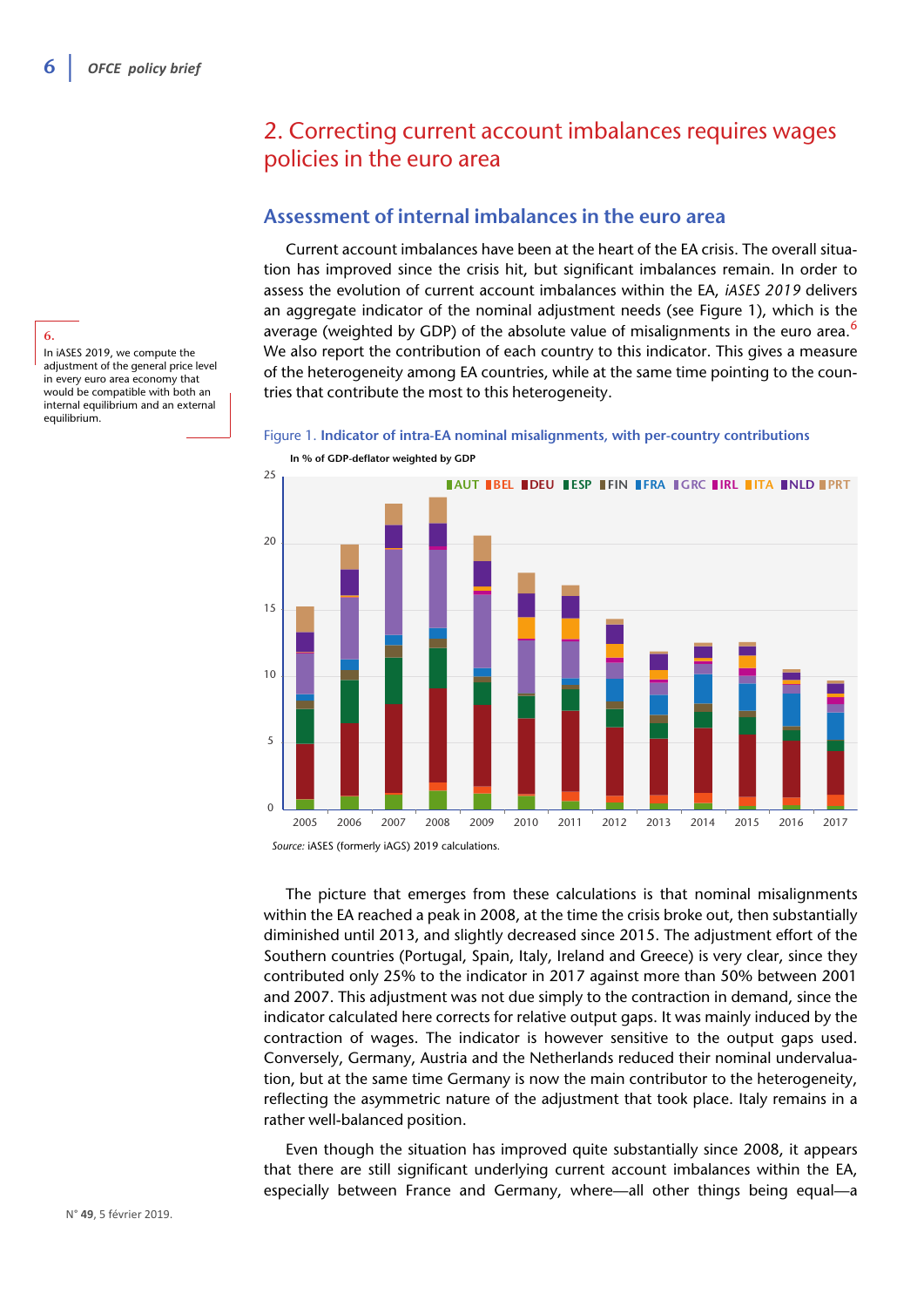## 2. Correcting current account imbalances requires wages policies in the euro area

### Assessment of internal imbalances in the euro area

Current account imbalances have been at the heart of the EA crisis. The overall situation has improved since the crisis hit, but significant imbalances remain. In order to assess the evolution of current account imbalances within the EA, *iASES 2019* delivers an aggregate indicator of the nominal adjustment needs (see Figure 1), which is the average (weighted by GDP) of the absolute value of misalignments in the euro area.[6] We also report the contribution of each country to this indicator. This gives a measure of the heterogeneity among EA countries, while at the same time pointing to the countries that contribute the most to this heterogeneity.

6. In iASES 2019, we compute the adjustment of the general price level in every euro area economy that would be compatible with both an internal equilibrium and an external equilibrium.

Figure 1. **Indicator of intra-EA nominal misalignments, with per-country contributions**

**In % of GDP-deflator weighted by GDP**

AUT BEL DEU ESP FIN FRA GRC IRL ITA NLD PRT

25
20
15
10
5
0

2005 2006 2007 2008 2009 2010 2011 2012 2013 2014 2015 2016 2017

*Source:* iASES (formerly iAGS) 2019 calculations.

The picture that emerges from these calculations is that nominal misalignments within the EA reached a peak in 2008, at the time the crisis broke out, then substantially diminished until 2013, and slightly decreased since 2015. The adjustment effort of the Southern countries (Portugal, Spain, Italy, Ireland and Greece) is very clear, since they contributed only 25% to the indicator in 2017 against more than 50% between 2001 and 2007. This adjustment was not due simply to the contraction in demand, since the indicator calculated here corrects for relative output gaps. It was mainly induced by the contraction of wages. The indicator is however sensitive to the output gaps used. Conversely, Germany, Austria and the Netherlands reduced their nominal undervaluation, but at the same time Germany is now the main contributor to the heterogeneity, reflecting the asymmetric nature of the adjustment that took place. Italy remains in a rather well-balanced position.

Even though the situation has improved quite substantially since 2008, it appears that there are still significant underlying current account imbalances within the EA, especially between France and Germany, where—all other things being equal—a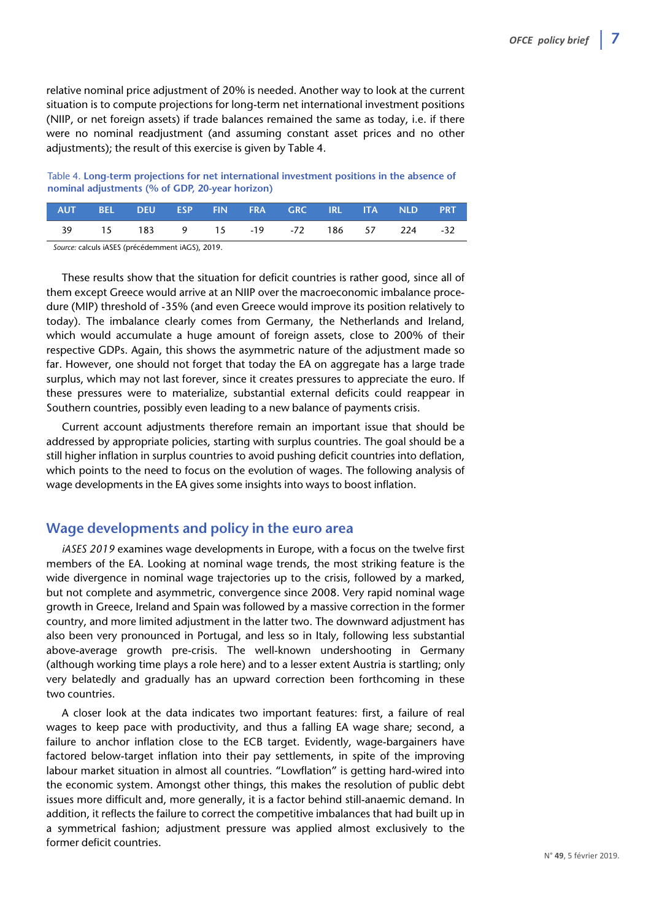relative nominal price adjustment of 20% is needed. Another way to look at the current situation is to compute projections for long-term net international investment positions (NIIP, or net foreign assets) if trade balances remained the same as today, i.e. if there were no nominal readjustment (and assuming constant asset prices and no other adjustments); the result of this exercise is given by Table 4.

Table 4. **Long-term projections for net international investment positions in the absence of nominal adjustments (% of GDP, 20-year horizon)**

| AUT | BEL | DEU | ESP | FIN | FRA | GRC | IRL | ITA | NLD | PRT |
|---|---|---|---|---|---|---|---|---|---|---|
| 39 | 15 | 183 | 9 | 15 | -19 | -72 | 186 | 57 | 224 | -32 |

*Source:* calculs iASES (précédemment iAGS), 2019.

These results show that the situation for deficit countries is rather good, since all of them except Greece would arrive at an NIIP over the macroeconomic imbalance procedure (MIP) threshold of -35% (and even Greece would improve its position relatively to today). The imbalance clearly comes from Germany, the Netherlands and Ireland, which would accumulate a huge amount of foreign assets, close to 200% of their respective GDPs. Again, this shows the asymmetric nature of the adjustment made so far. However, one should not forget that today the EA on aggregate has a large trade surplus, which may not last forever, since it creates pressures to appreciate the euro. If these pressures were to materialize, substantial external deficits could reappear in Southern countries, possibly even leading to a new balance of payments crisis.

Current account adjustments therefore remain an important issue that should be addressed by appropriate policies, starting with surplus countries. The goal should be a still higher inflation in surplus countries to avoid pushing deficit countries into deflation, which points to the need to focus on the evolution of wages. The following analysis of wage developments in the EA gives some insights into ways to boost inflation.

## Wage developments and policy in the euro area

*iASES 2019* examines wage developments in Europe, with a focus on the twelve first members of the EA. Looking at nominal wage trends, the most striking feature is the wide divergence in nominal wage trajectories up to the crisis, followed by a marked, but not complete and asymmetric, convergence since 2008. Very rapid nominal wage growth in Greece, Ireland and Spain was followed by a massive correction in the former country, and more limited adjustment in the latter two. The downward adjustment has also been very pronounced in Portugal, and less so in Italy, following less substantial above-average growth pre-crisis. The well-known undershooting in Germany (although working time plays a role here) and to a lesser extent Austria is startling; only very belatedly and gradually has an upward correction been forthcoming in these two countries.

A closer look at the data indicates two important features: first, a failure of real wages to keep pace with productivity, and thus a falling EA wage share; second, a failure to anchor inflation close to the ECB target. Evidently, wage-bargainers have factored below-target inflation into their pay settlements, in spite of the improving labour market situation in almost all countries. "Lowflation" is getting hard-wired into the economic system. Amongst other things, this makes the resolution of public debt issues more difficult and, more generally, it is a factor behind still-anaemic demand. In addition, it reflects the failure to correct the competitive imbalances that had built up in a symmetrical fashion; adjustment pressure was applied almost exclusively to the former deficit countries.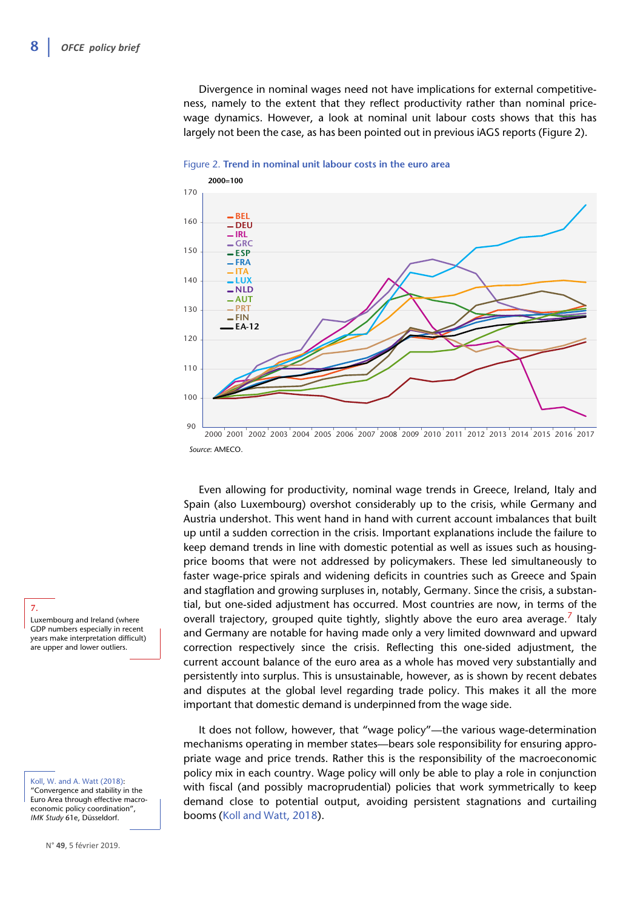Divergence in nominal wages need not have implications for external competitiveness, namely to the extent that they reflect productivity rather than nominal price-wage dynamics. However, a look at nominal unit labour costs shows that this has largely not been the case, as has been pointed out in previous iAGS reports (Figure 2).

Figure 2. **Trend in nominal unit labour costs in the euro area**

*Source*: AMECO.

Even allowing for productivity, nominal wage trends in Greece, Ireland, Italy and Spain (also Luxembourg) overshot considerably up to the crisis, while Germany and Austria undershot. This went hand in hand with current account imbalances that built up until a sudden correction in the crisis. Important explanations include the failure to keep demand trends in line with domestic potential as well as issues such as housing-price booms that were not addressed by policymakers. These led simultaneously to faster wage-price spirals and widening deficits in countries such as Greece and Spain and stagflation and growing surpluses in, notably, Germany. Since the crisis, a substantial, but one-sided adjustment has occurred. Most countries are now, in terms of the overall trajectory, grouped quite tightly, slightly above the euro area average.[7] Italy and Germany are notable for having made only a very limited downward and upward correction respectively since the crisis. Reflecting this one-sided adjustment, the current account balance of the euro area as a whole has moved very substantially and persistently into surplus. This is unsustainable, however, as is shown by recent debates and disputes at the global level regarding trade policy. This makes it all the more important that domestic demand is underpinned from the wage side.

It does not follow, however, that "wage policy"—the various wage-determination mechanisms operating in member states—bears sole responsibility for ensuring appropriate wage and price trends. Rather this is the responsibility of the macroeconomic policy mix in each country. Wage policy will only be able to play a role in conjunction with fiscal (and possibly macroprudential) policies that work symmetrically to keep demand close to potential output, avoiding persistent stagnations and curtailing booms (Koll and Watt, 2018).

7. Luxembourg and Ireland (where GDP numbers especially in recent years make interpretation difficult) are upper and lower outliers.

Koll, W. and A. Watt (2018): "Convergence and stability in the Euro Area through effective macro-economic policy coordination", *IMK Study* 61e, Düsseldorf.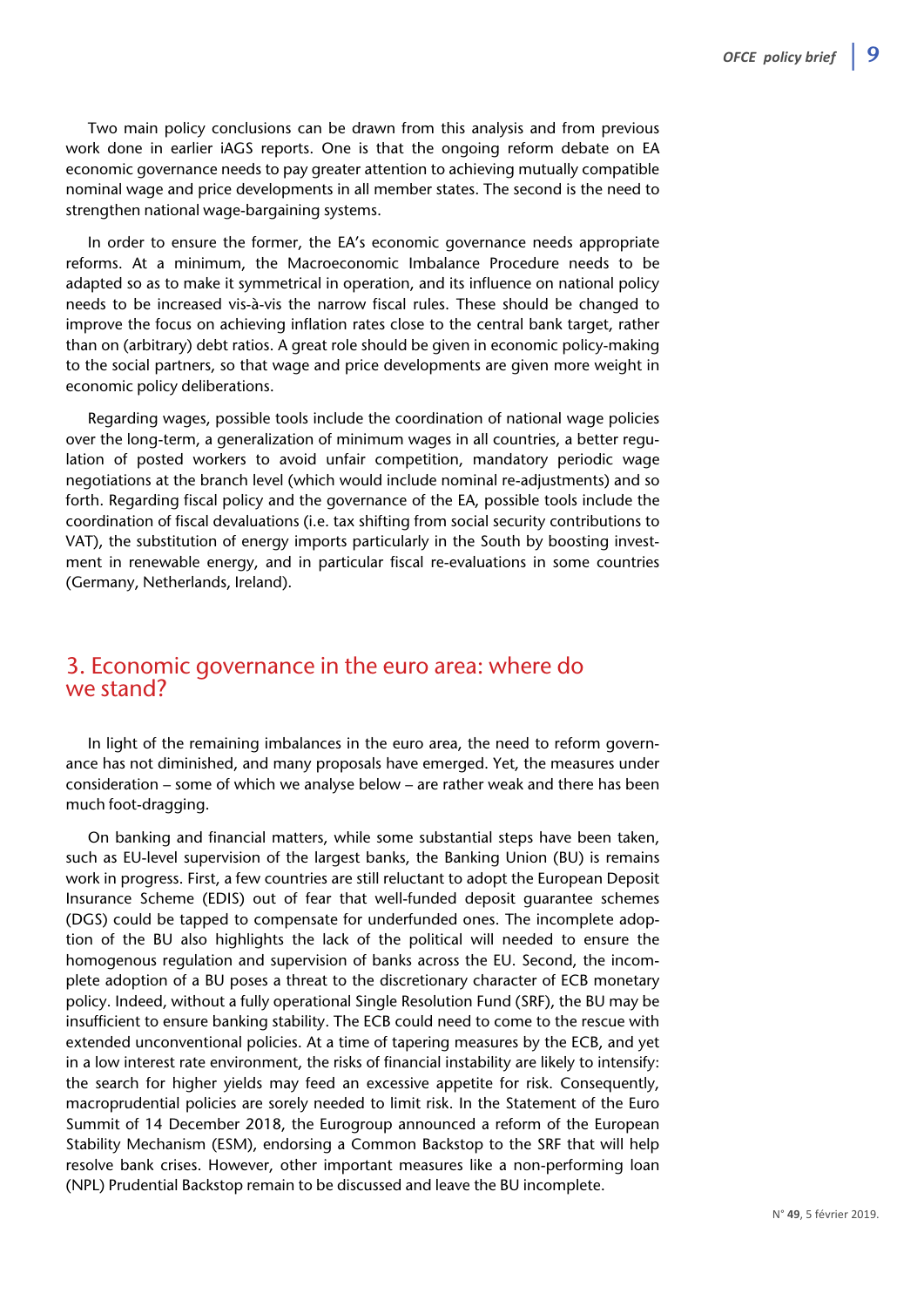Two main policy conclusions can be drawn from this analysis and from previous work done in earlier iAGS reports. One is that the ongoing reform debate on EA economic governance needs to pay greater attention to achieving mutually compatible nominal wage and price developments in all member states. The second is the need to strengthen national wage-bargaining systems.

In order to ensure the former, the EA's economic governance needs appropriate reforms. At a minimum, the Macroeconomic Imbalance Procedure needs to be adapted so as to make it symmetrical in operation, and its influence on national policy needs to be increased vis-à-vis the narrow fiscal rules. These should be changed to improve the focus on achieving inflation rates close to the central bank target, rather than on (arbitrary) debt ratios. A great role should be given in economic policy-making to the social partners, so that wage and price developments are given more weight in economic policy deliberations.

Regarding wages, possible tools include the coordination of national wage policies over the long-term, a generalization of minimum wages in all countries, a better regulation of posted workers to avoid unfair competition, mandatory periodic wage negotiations at the branch level (which would include nominal re-adjustments) and so forth. Regarding fiscal policy and the governance of the EA, possible tools include the coordination of fiscal devaluations (i.e. tax shifting from social security contributions to VAT), the substitution of energy imports particularly in the South by boosting investment in renewable energy, and in particular fiscal re-evaluations in some countries (Germany, Netherlands, Ireland).

## 3. Economic governance in the euro area: where do we stand?

In light of the remaining imbalances in the euro area, the need to reform governance has not diminished, and many proposals have emerged. Yet, the measures under consideration – some of which we analyse below – are rather weak and there has been much foot-dragging.

On banking and financial matters, while some substantial steps have been taken, such as EU-level supervision of the largest banks, the Banking Union (BU) is remains work in progress. First, a few countries are still reluctant to adopt the European Deposit Insurance Scheme (EDIS) out of fear that well-funded deposit guarantee schemes (DGS) could be tapped to compensate for underfunded ones. The incomplete adoption of the BU also highlights the lack of the political will needed to ensure the homogenous regulation and supervision of banks across the EU. Second, the incomplete adoption of a BU poses a threat to the discretionary character of ECB monetary policy. Indeed, without a fully operational Single Resolution Fund (SRF), the BU may be insufficient to ensure banking stability. The ECB could need to come to the rescue with extended unconventional policies. At a time of tapering measures by the ECB, and yet in a low interest rate environment, the risks of financial instability are likely to intensify: the search for higher yields may feed an excessive appetite for risk. Consequently, macroprudential policies are sorely needed to limit risk. In the Statement of the Euro Summit of 14 December 2018, the Eurogroup announced a reform of the European Stability Mechanism (ESM), endorsing a Common Backstop to the SRF that will help resolve bank crises. However, other important measures like a non-performing loan (NPL) Prudential Backstop remain to be discussed and leave the BU incomplete.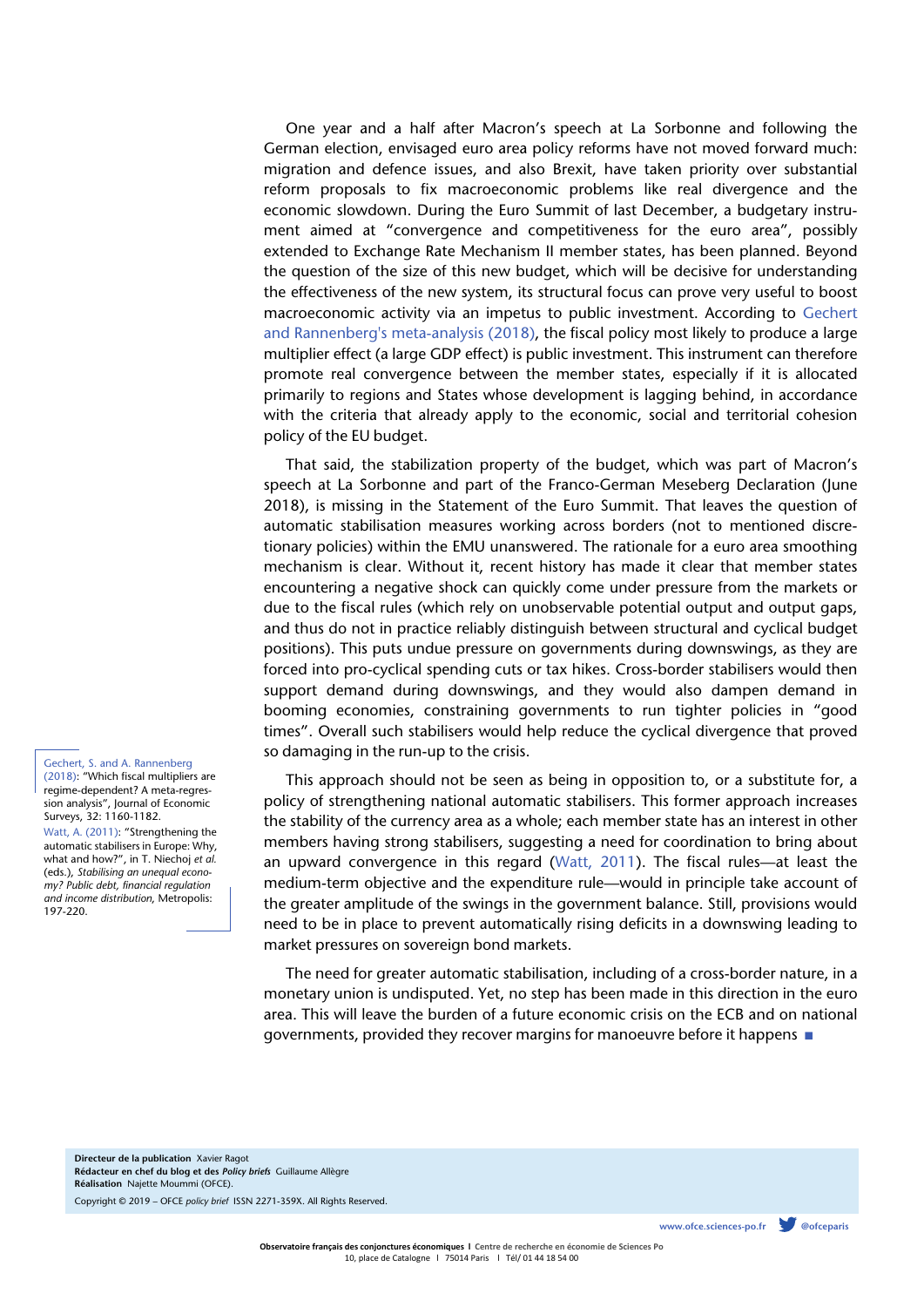One year and a half after Macron's speech at La Sorbonne and following the German election, envisaged euro area policy reforms have not moved forward much: migration and defence issues, and also Brexit, have taken priority over substantial reform proposals to fix macroeconomic problems like real divergence and the economic slowdown. During the Euro Summit of last December, a budgetary instrument aimed at "convergence and competitiveness for the euro area", possibly extended to Exchange Rate Mechanism II member states, has been planned. Beyond the question of the size of this new budget, which will be decisive for understanding the effectiveness of the new system, its structural focus can prove very useful to boost macroeconomic activity via an impetus to public investment. According to Gechert and Rannenberg's meta-analysis (2018), the fiscal policy most likely to produce a large multiplier effect (a large GDP effect) is public investment. This instrument can therefore promote real convergence between the member states, especially if it is allocated primarily to regions and States whose development is lagging behind, in accordance with the criteria that already apply to the economic, social and territorial cohesion policy of the EU budget.

That said, the stabilization property of the budget, which was part of Macron's speech at La Sorbonne and part of the Franco-German Meseberg Declaration (June 2018), is missing in the Statement of the Euro Summit. That leaves the question of automatic stabilisation measures working across borders (not to mentioned discretionary policies) within the EMU unanswered. The rationale for a euro area smoothing mechanism is clear. Without it, recent history has made it clear that member states encountering a negative shock can quickly come under pressure from the markets or due to the fiscal rules (which rely on unobservable potential output and output gaps, and thus do not in practice reliably distinguish between structural and cyclical budget positions). This puts undue pressure on governments during downswings, as they are forced into pro-cyclical spending cuts or tax hikes. Cross-border stabilisers would then support demand during downswings, and they would also dampen demand in booming economies, constraining governments to run tighter policies in "good times". Overall such stabilisers would help reduce the cyclical divergence that proved so damaging in the run-up to the crisis.

This approach should not be seen as being in opposition to, or a substitute for, a policy of strengthening national automatic stabilisers. This former approach increases the stability of the currency area as a whole; each member state has an interest in other members having strong stabilisers, suggesting a need for coordination to bring about an upward convergence in this regard (Watt, 2011). The fiscal rules—at least the medium-term objective and the expenditure rule—would in principle take account of the greater amplitude of the swings in the government balance. Still, provisions would need to be in place to prevent automatically rising deficits in a downswing leading to market pressures on sovereign bond markets.

The need for greater automatic stabilisation, including of a cross-border nature, in a monetary union is undisputed. Yet, no step has been made in this direction in the euro area. This will leave the burden of a future economic crisis on the ECB and on national governments, provided they recover margins for manoeuvre before it happens ■

Gechert, S. and A. Rannenberg (2018): "Which fiscal multipliers are regime-dependent? A meta-regression analysis", Journal of Economic Surveys, 32: 1160-1182.

Watt, A. (2011): "Strengthening the automatic stabilisers in Europe: Why, what and how?", in T. Niechoj *et al.* (eds.), *Stabilising an unequal economy? Public debt, financial regulation and income distribution*, Metropolis: 197-220.

**Directeur de la publication** Xavier Ragot
**Rédacteur en chef du blog et des *Policy briefs*** Guillaume Allègre
**Réalisation** Najette Moummi (OFCE).

Copyright © 2019 – OFCE *policy brief* ISSN 2271-359X. All Rights Reserved.

www.ofce.sciences-po.fr @ofceparis

**Observatoire français des conjonctures économiques** l Centre de recherche en économie de Sciences Po
10, place de Catalogne l 75014 Paris l Tél/ 01 44 18 54 00